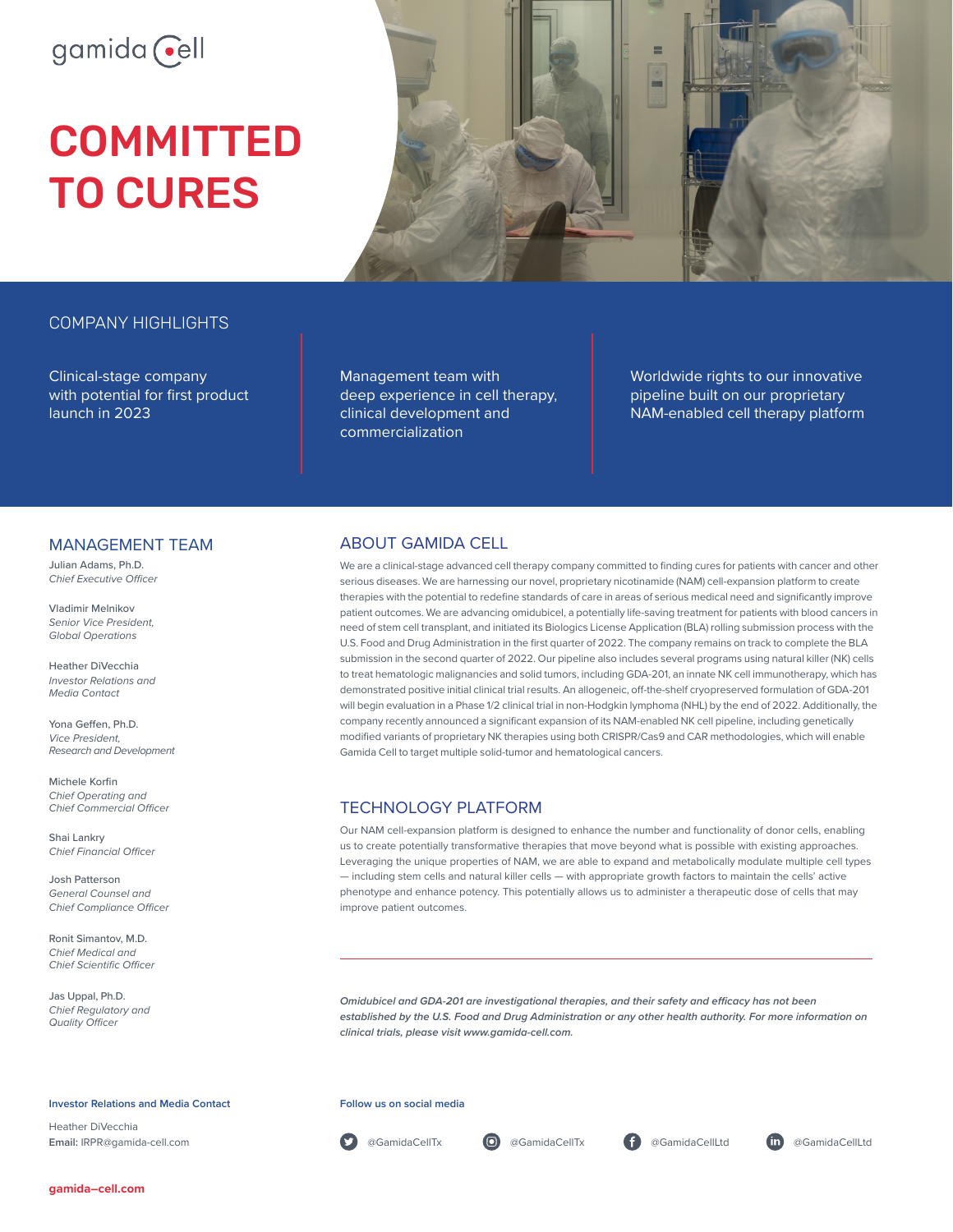gamida cell

# COMMITTED TO CURES

## COMPANY HIGHLIGHTS

Clinical-stage company with potential for first product launch in 2023

Management team with deep experience in cell therapy, clinical development and commercialization

Worldwide rights to our innovative pipeline built on our proprietary NAM-enabled cell therapy platform

## MANAGEMENT TEAM

Julian Adams, Ph.D.
*Chief Executive Officer*

Vladimir Melnikov
*Senior Vice President, Global Operations*

Heather DiVecchia
*Investor Relations and Media Contact*

Yona Geffen, Ph.D.
*Vice President, Research and Development*

Michele Korfin
*Chief Operating and Chief Commercial Officer*

Shai Lankry
*Chief Financial Officer*

Josh Patterson
*General Counsel and Chief Compliance Officer*

Ronit Simantov, M.D.
*Chief Medical and Chief Scientific Officer*

Jas Uppal, Ph.D.
*Chief Regulatory and Quality Officer*

## ABOUT GAMIDA CELL

We are a clinical-stage advanced cell therapy company committed to finding cures for patients with cancer and other serious diseases. We are harnessing our novel, proprietary nicotinamide (NAM) cell-expansion platform to create therapies with the potential to redefine standards of care in areas of serious medical need and significantly improve patient outcomes. We are advancing omidubicel, a potentially life-saving treatment for patients with blood cancers in need of stem cell transplant, and initiated its Biologics License Application (BLA) rolling submission process with the U.S. Food and Drug Administration in the first quarter of 2022. The company remains on track to complete the BLA submission in the second quarter of 2022. Our pipeline also includes several programs using natural killer (NK) cells to treat hematologic malignancies and solid tumors, including GDA-201, an innate NK cell immunotherapy, which has demonstrated positive initial clinical trial results. An allogeneic, off-the-shelf cryopreserved formulation of GDA-201 will begin evaluation in a Phase 1/2 clinical trial in non-Hodgkin lymphoma (NHL) by the end of 2022. Additionally, the company recently announced a significant expansion of its NAM-enabled NK cell pipeline, including genetically modified variants of proprietary NK therapies using both CRISPR/Cas9 and CAR methodologies, which will enable Gamida Cell to target multiple solid-tumor and hematological cancers.

## TECHNOLOGY PLATFORM

Our NAM cell-expansion platform is designed to enhance the number and functionality of donor cells, enabling us to create potentially transformative therapies that move beyond what is possible with existing approaches. Leveraging the unique properties of NAM, we are able to expand and metabolically modulate multiple cell types — including stem cells and natural killer cells — with appropriate growth factors to maintain the cells' active phenotype and enhance potency. This potentially allows us to administer a therapeutic dose of cells that may improve patient outcomes.

---

***Omidubicel and GDA-201 are investigational therapies, and their safety and efficacy has not been established by the U.S. Food and Drug Administration or any other health authority. For more information on clinical trials, please visit www.gamida-cell.com.***

**Investor Relations and Media Contact**

Heather DiVecchia
**Email:** IRPR@gamida-cell.com

**Follow us on social media**

@GamidaCellTx @GamidaCellTx @GamidaCellLtd @GamidaCellLtd

**gamida–cell.com**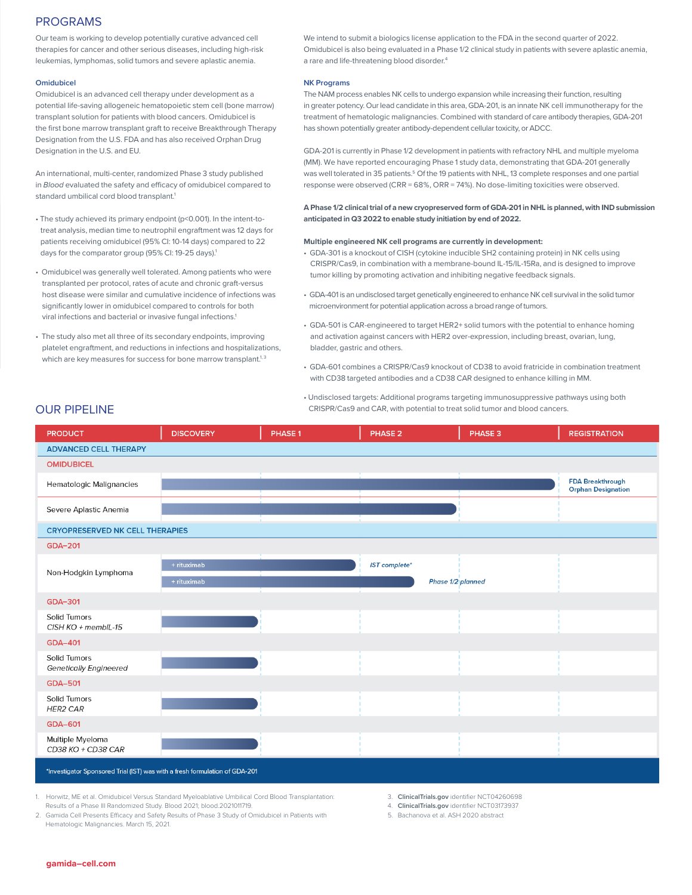## PROGRAMS

Our team is working to develop potentially curative advanced cell therapies for cancer and other serious diseases, including high-risk leukemias, lymphomas, solid tumors and severe aplastic anemia.

### Omidubicel

Omidubicel is an advanced cell therapy under development as a potential life-saving allogeneic hematopoietic stem cell (bone marrow) transplant solution for patients with blood cancers. Omidubicel is the first bone marrow transplant graft to receive Breakthrough Therapy Designation from the U.S. FDA and has also received Orphan Drug Designation in the U.S. and EU.

An international, multi-center, randomized Phase 3 study published in *Blood* evaluated the safety and efficacy of omidubicel compared to standard umbilical cord blood transplant.[1]

- The study achieved its primary endpoint (p<0.001). In the intent-to-treat analysis, median time to neutrophil engraftment was 12 days for patients receiving omidubicel (95% CI: 10-14 days) compared to 22 days for the comparator group (95% CI: 19-25 days).[1]
- Omidubicel was generally well tolerated. Among patients who were transplanted per protocol, rates of acute and chronic graft-versus host disease were similar and cumulative incidence of infections was significantly lower in omidubicel compared to controls for both viral infections and bacterial or invasive fungal infections.[1]
- The study also met all three of its secondary endpoints, improving platelet engraftment, and reductions in infections and hospitalizations, which are key measures for success for bone marrow transplant.[1,3]

We intend to submit a biologics license application to the FDA in the second quarter of 2022. Omidubicel is also being evaluated in a Phase 1/2 clinical study in patients with severe aplastic anemia, a rare and life-threatening blood disorder.[4]

### NK Programs

The NAM process enables NK cells to undergo expansion while increasing their function, resulting in greater potency. Our lead candidate in this area, GDA-201, is an innate NK cell immunotherapy for the treatment of hematologic malignancies. Combined with standard of care antibody therapies, GDA-201 has shown potentially greater antibody-dependent cellular toxicity, or ADCC.

GDA-201 is currently in Phase 1/2 development in patients with refractory NHL and multiple myeloma (MM). We have reported encouraging Phase 1 study data, demonstrating that GDA-201 generally was well tolerated in 35 patients.[5] Of the 19 patients with NHL, 13 complete responses and one partial response were observed (CRR = 68%, ORR = 74%). No dose-limiting toxicities were observed.

**A Phase 1/2 clinical trial of a new cryopreserved form of GDA-201 in NHL is planned, with IND submission anticipated in Q3 2022 to enable study initiation by end of 2022.**

**Multiple engineered NK cell programs are currently in development:**

- GDA-301 is a knockout of CISH (cytokine inducible SH2 containing protein) in NK cells using CRISPR/Cas9, in combination with a membrane-bound IL-15/IL-15Ra, and is designed to improve tumor killing by promoting activation and inhibiting negative feedback signals.
- GDA-401 is an undisclosed target genetically engineered to enhance NK cell survival in the solid tumor microenvironment for potential application across a broad range of tumors.
- GDA-501 is CAR-engineered to target HER2+ solid tumors with the potential to enhance homing and activation against cancers with HER2 over-expression, including breast, ovarian, lung, bladder, gastric and others.
- GDA-601 combines a CRISPR/Cas9 knockout of CD38 to avoid fratricide in combination treatment with CD38 targeted antibodies and a CD38 CAR designed to enhance killing in MM.
- Undisclosed targets: Additional programs targeting immunosuppressive pathways using both CRISPR/Cas9 and CAR, with potential to treat solid tumor and blood cancers.

## OUR PIPELINE

PRODUCT | DISCOVERY | PHASE 1 | PHASE 2 | PHASE 3 | REGISTRATION

ADVANCED CELL THERAPY

OMIDUBICEL

Hematologic Malignancies — FDA Breakthrough Orphan Designation

Severe Aplastic Anemia

CRYOPRESERVED NK CELL THERAPIES

GDA–201

Non-Hodgkin Lymphoma
+ rituximab — IST complete*
+ rituximab — Phase 1/2 planned

GDA–301

Solid Tumors
*CISH KO + membIL-15*

GDA–401

Solid Tumors
*Genetically Engineered*

GDA–501

Solid Tumors
*HER2 CAR*

GDA–601

Multiple Myeloma
*CD38 KO + CD38 CAR*

*Investigator Sponsored Trial (IST) was with a fresh formulation of GDA-201

1. Horwitz, ME et al. Omidubicel Versus Standard Myeloablative Umbilical Cord Blood Transplantation: Results of a Phase III Randomized Study. Blood 2021; blood.2021011719.
2. Gamida Cell Presents Efficacy and Safety Results of Phase 3 Study of Omidubicel in Patients with Hematologic Malignancies. March 15, 2021.
3. **ClinicalTrials.gov** identifier NCT04260698
4. **ClinicalTrials.gov** identifier NCT03173937
5. Bachanova et al. ASH 2020 abstract

gamida–cell.com